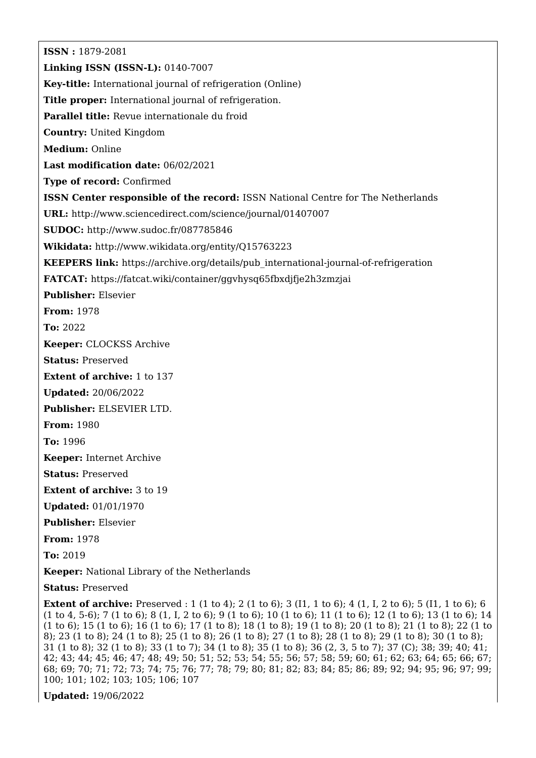**ISSN :** 1879-2081

**Linking ISSN (ISSN-L):** 0140-7007

**Key-title:** International journal of refrigeration (Online)

**Title proper:** International journal of refrigeration.

**Parallel title:** Revue internationale du froid

**Country:** United Kingdom

**Medium:** Online

**Last modification date:** 06/02/2021

**Type of record:** Confirmed

**ISSN Center responsible of the record:** ISSN National Centre for The Netherlands

**URL:** http://www.sciencedirect.com/science/journal/01407007

**SUDOC:** http://www.sudoc.fr/087785846

**Wikidata:** http://www.wikidata.org/entity/Q15763223

**KEEPERS link:** https://archive.org/details/pub_international-journal-of-refrigeration

**FATCAT:** https://fatcat.wiki/container/ggvhysq65fbxdjfje2h3zmzjai

**Publisher:** Elsevier

**From:** 1978

**To:** 2022

**Keeper:** CLOCKSS Archive

**Status:** Preserved

**Extent of archive:** 1 to 137

**Updated:** 20/06/2022

**Publisher:** ELSEVIER LTD.

**From:** 1980

**To:** 1996

**Keeper:** Internet Archive

**Status:** Preserved

**Extent of archive:** 3 to 19

**Updated:** 01/01/1970

**Publisher:** Elsevier

**From:** 1978

**To:** 2019

**Keeper:** National Library of the Netherlands

**Status:** Preserved

**Extent of archive:** Preserved : 1 (1 to 4); 2 (1 to 6); 3 (I1, 1 to 6); 4 (1, I, 2 to 6); 5 (I1, 1 to 6); 6 (1 to 4, 5-6); 7 (1 to 6); 8 (1, I, 2 to 6); 9 (1 to 6); 10 (1 to 6); 11 (1 to 6); 12 (1 to 6); 13 (1 to 6); 14 (1 to 6); 15 (1 to 6); 16 (1 to 6); 17 (1 to 8); 18 (1 to 8); 19 (1 to 8); 20 (1 to 8); 21 (1 to 8); 22 (1 to 8); 23 (1 to 8); 24 (1 to 8); 25 (1 to 8); 26 (1 to 8); 27 (1 to 8); 28 (1 to 8); 29 (1 to 8); 30 (1 to 8); 31 (1 to 8); 32 (1 to 8); 33 (1 to 7); 34 (1 to 8); 35 (1 to 8); 36 (2, 3, 5 to 7); 37 (C); 38; 39; 40; 41; 42; 43; 44; 45; 46; 47; 48; 49; 50; 51; 52; 53; 54; 55; 56; 57; 58; 59; 60; 61; 62; 63; 64; 65; 66; 67; 68; 69; 70; 71; 72; 73; 74; 75; 76; 77; 78; 79; 80; 81; 82; 83; 84; 85; 86; 89; 92; 94; 95; 96; 97; 99; 100; 101; 102; 103; 105; 106; 107

**Updated:** 19/06/2022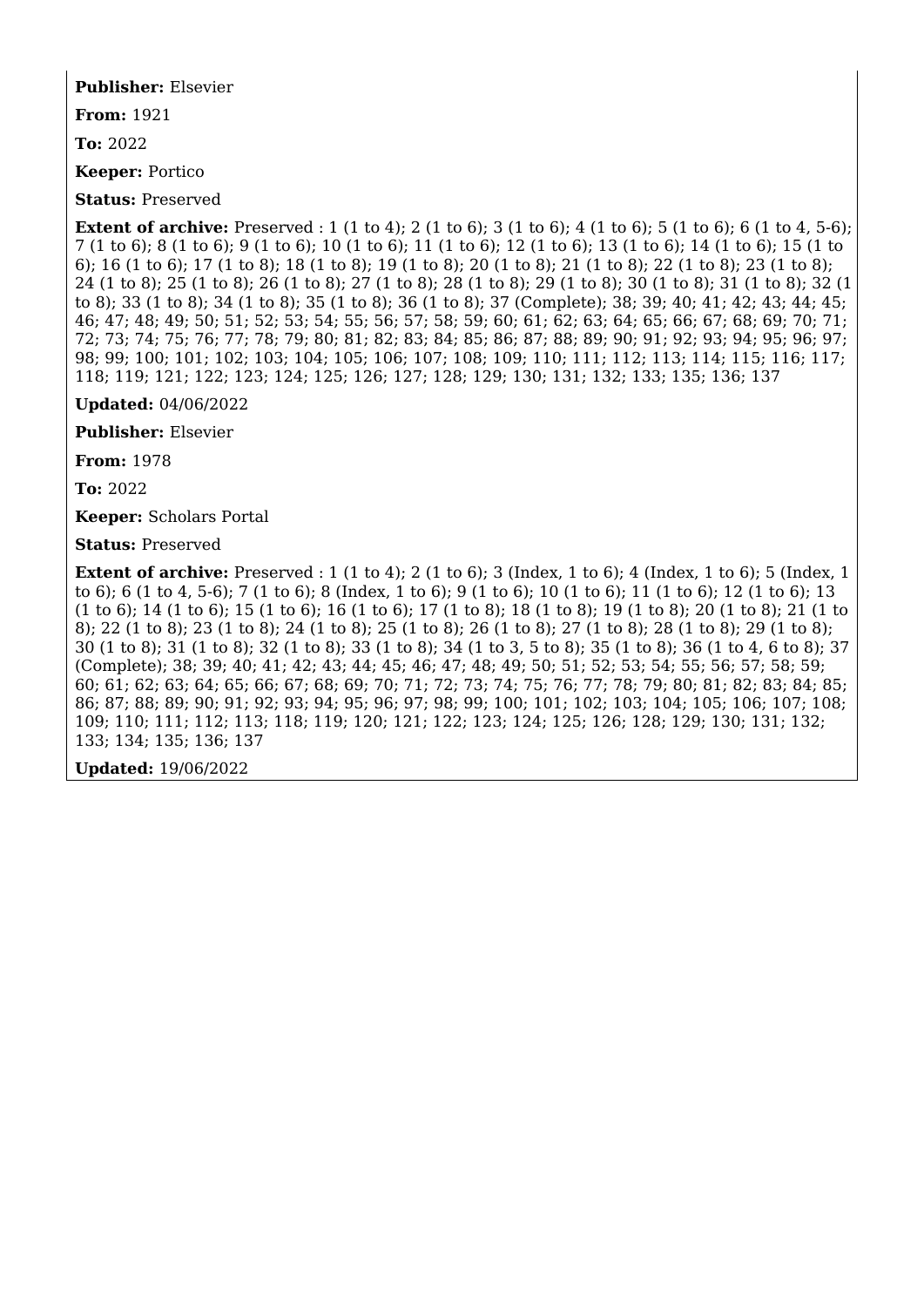**Publisher:** Elsevier

**From:** 1921

**To:** 2022

**Keeper:** Portico

**Status:** Preserved

**Extent of archive:** Preserved : 1 (1 to 4); 2 (1 to 6); 3 (1 to 6); 4 (1 to 6); 5 (1 to 6); 6 (1 to 4, 5-6); 7 (1 to 6); 8 (1 to 6); 9 (1 to 6); 10 (1 to 6); 11 (1 to 6); 12 (1 to 6); 13 (1 to 6); 14 (1 to 6); 15 (1 to 6); 16 (1 to 6); 17 (1 to 8); 18 (1 to 8); 19 (1 to 8); 20 (1 to 8); 21 (1 to 8); 22 (1 to 8); 23 (1 to 8); 24 (1 to 8); 25 (1 to 8); 26 (1 to 8); 27 (1 to 8); 28 (1 to 8); 29 (1 to 8); 30 (1 to 8); 31 (1 to 8); 32 (1 to 8); 33 (1 to 8); 34 (1 to 8); 35 (1 to 8); 36 (1 to 8); 37 (Complete); 38; 39; 40; 41; 42; 43; 44; 45; 46; 47; 48; 49; 50; 51; 52; 53; 54; 55; 56; 57; 58; 59; 60; 61; 62; 63; 64; 65; 66; 67; 68; 69; 70; 71; 72; 73; 74; 75; 76; 77; 78; 79; 80; 81; 82; 83; 84; 85; 86; 87; 88; 89; 90; 91; 92; 93; 94; 95; 96; 97; 98; 99; 100; 101; 102; 103; 104; 105; 106; 107; 108; 109; 110; 111; 112; 113; 114; 115; 116; 117; 118; 119; 121; 122; 123; 124; 125; 126; 127; 128; 129; 130; 131; 132; 133; 135; 136; 137

**Updated:** 04/06/2022

**Publisher:** Elsevier

**From:** 1978

**To:** 2022

**Keeper:** Scholars Portal

**Status:** Preserved

**Extent of archive:** Preserved : 1 (1 to 4); 2 (1 to 6); 3 (Index, 1 to 6); 4 (Index, 1 to 6); 5 (Index, 1 to 6); 6 (1 to 4, 5-6); 7 (1 to 6); 8 (Index, 1 to 6); 9 (1 to 6); 10 (1 to 6); 11 (1 to 6); 12 (1 to 6); 13 (1 to 6); 14 (1 to 6); 15 (1 to 6); 16 (1 to 6); 17 (1 to 8); 18 (1 to 8); 19 (1 to 8); 20 (1 to 8); 21 (1 to 8); 22 (1 to 8); 23 (1 to 8); 24 (1 to 8); 25 (1 to 8); 26 (1 to 8); 27 (1 to 8); 28 (1 to 8); 29 (1 to 8); 30 (1 to 8); 31 (1 to 8); 32 (1 to 8); 33 (1 to 8); 34 (1 to 3, 5 to 8); 35 (1 to 8); 36 (1 to 4, 6 to 8); 37 (Complete); 38; 39; 40; 41; 42; 43; 44; 45; 46; 47; 48; 49; 50; 51; 52; 53; 54; 55; 56; 57; 58; 59; 60; 61; 62; 63; 64; 65; 66; 67; 68; 69; 70; 71; 72; 73; 74; 75; 76; 77; 78; 79; 80; 81; 82; 83; 84; 85; 86; 87; 88; 89; 90; 91; 92; 93; 94; 95; 96; 97; 98; 99; 100; 101; 102; 103; 104; 105; 106; 107; 108; 109; 110; 111; 112; 113; 118; 119; 120; 121; 122; 123; 124; 125; 126; 128; 129; 130; 131; 132; 133; 134; 135; 136; 137

**Updated:** 19/06/2022